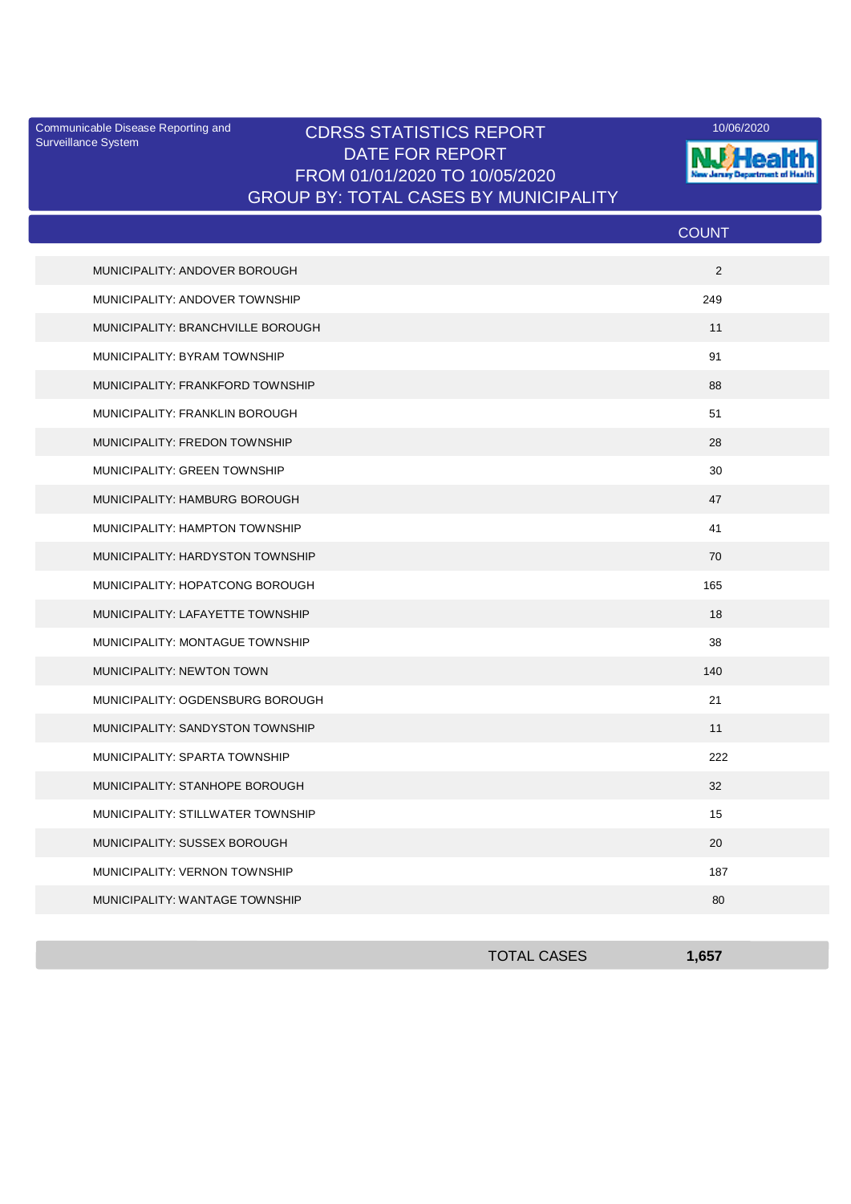Communicable Disease Reporting and Surveillance System

# CDRSS STATISTICS REPORT
## DATE FOR REPORT
## FROM 01/01/2020 TO 10/05/2020
## GROUP BY: TOTAL CASES BY MUNICIPALITY

10/06/2020

NJ Health
New Jersey Department of Health

| | COUNT |
|---|---|
| MUNICIPALITY: ANDOVER BOROUGH | 2 |
| MUNICIPALITY: ANDOVER TOWNSHIP | 249 |
| MUNICIPALITY: BRANCHVILLE BOROUGH | 11 |
| MUNICIPALITY: BYRAM TOWNSHIP | 91 |
| MUNICIPALITY: FRANKFORD TOWNSHIP | 88 |
| MUNICIPALITY: FRANKLIN BOROUGH | 51 |
| MUNICIPALITY: FREDON TOWNSHIP | 28 |
| MUNICIPALITY: GREEN TOWNSHIP | 30 |
| MUNICIPALITY: HAMBURG BOROUGH | 47 |
| MUNICIPALITY: HAMPTON TOWNSHIP | 41 |
| MUNICIPALITY: HARDYSTON TOWNSHIP | 70 |
| MUNICIPALITY: HOPATCONG BOROUGH | 165 |
| MUNICIPALITY: LAFAYETTE TOWNSHIP | 18 |
| MUNICIPALITY: MONTAGUE TOWNSHIP | 38 |
| MUNICIPALITY: NEWTON TOWN | 140 |
| MUNICIPALITY: OGDENSBURG BOROUGH | 21 |
| MUNICIPALITY: SANDYSTON TOWNSHIP | 11 |
| MUNICIPALITY: SPARTA TOWNSHIP | 222 |
| MUNICIPALITY: STANHOPE BOROUGH | 32 |
| MUNICIPALITY: STILLWATER TOWNSHIP | 15 |
| MUNICIPALITY: SUSSEX BOROUGH | 20 |
| MUNICIPALITY: VERNON TOWNSHIP | 187 |
| MUNICIPALITY: WANTAGE TOWNSHIP | 80 |
| **TOTAL CASES** | **1,657** |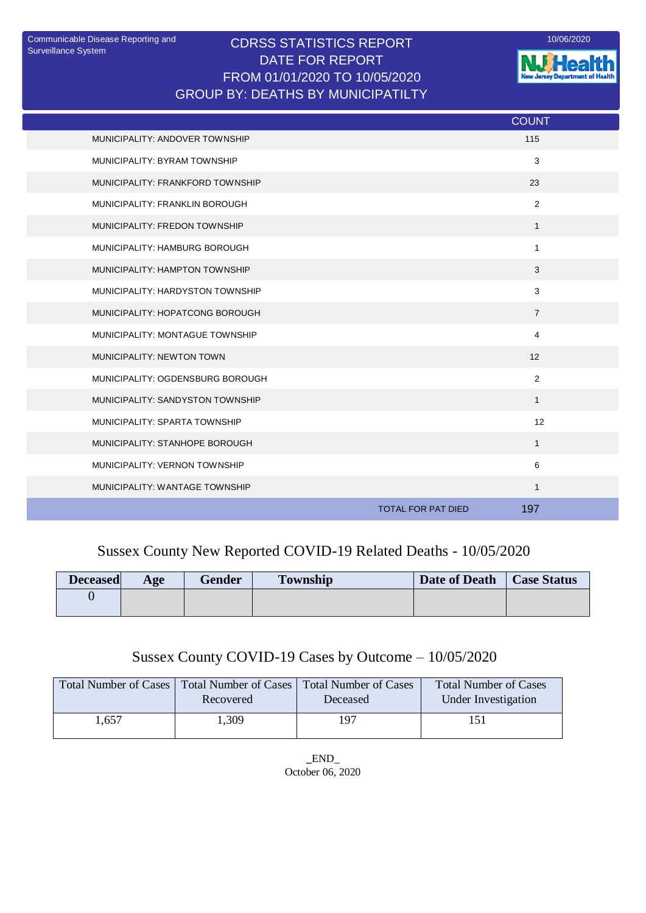Communicable Disease Reporting and Surveillance System

# CDRSS STATISTICS REPORT
## DATE FOR REPORT
## FROM 01/01/2020 TO 10/05/2020
## GROUP BY: DEATHS BY MUNICIPATILTY

10/06/2020

| | COUNT |
|---|---|
| MUNICIPALITY: ANDOVER TOWNSHIP | 115 |
| MUNICIPALITY: BYRAM TOWNSHIP | 3 |
| MUNICIPALITY: FRANKFORD TOWNSHIP | 23 |
| MUNICIPALITY: FRANKLIN BOROUGH | 2 |
| MUNICIPALITY: FREDON TOWNSHIP | 1 |
| MUNICIPALITY: HAMBURG BOROUGH | 1 |
| MUNICIPALITY: HAMPTON TOWNSHIP | 3 |
| MUNICIPALITY: HARDYSTON TOWNSHIP | 3 |
| MUNICIPALITY: HOPATCONG BOROUGH | 7 |
| MUNICIPALITY: MONTAGUE TOWNSHIP | 4 |
| MUNICIPALITY: NEWTON TOWN | 12 |
| MUNICIPALITY: OGDENSBURG BOROUGH | 2 |
| MUNICIPALITY: SANDYSTON TOWNSHIP | 1 |
| MUNICIPALITY: SPARTA TOWNSHIP | 12 |
| MUNICIPALITY: STANHOPE BOROUGH | 1 |
| MUNICIPALITY: VERNON TOWNSHIP | 6 |
| MUNICIPALITY: WANTAGE TOWNSHIP | 1 |
| TOTAL FOR PAT DIED | 197 |

## Sussex County New Reported COVID-19 Related Deaths - 10/05/2020

| Deceased | Age | Gender | Township | Date of Death | Case Status |
|---|---|---|---|---|---|
| 0 | | | | | |

## Sussex County COVID-19 Cases by Outcome – 10/05/2020

| Total Number of Cases | Total Number of Cases Recovered | Total Number of Cases Deceased | Total Number of Cases Under Investigation |
|---|---|---|---|
| 1,657 | 1,309 | 197 | 151 |

_END_
October 06, 2020